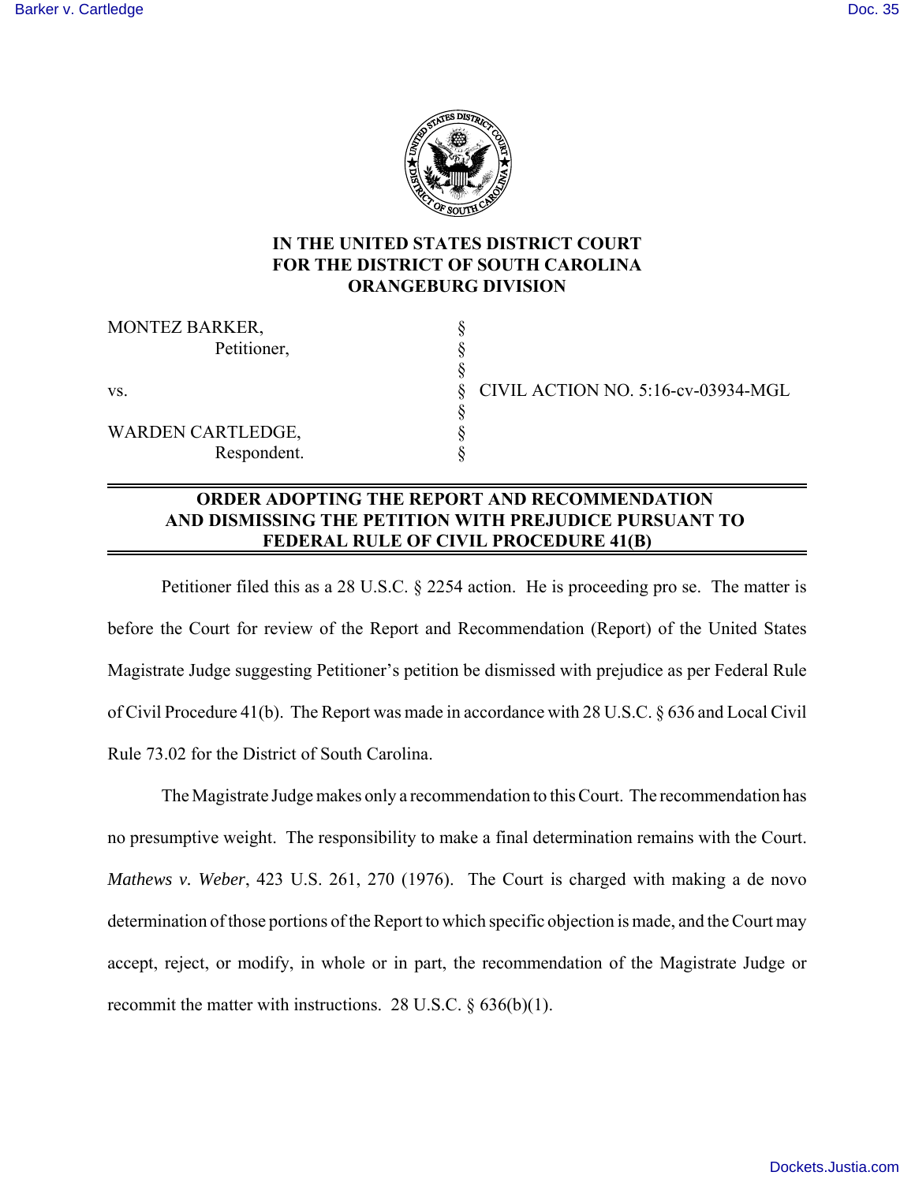**IN THE UNITED STATES DISTRICT COURT**
**FOR THE DISTRICT OF SOUTH CAROLINA**
**ORANGEBURG DIVISION**

| | | |
|---|---|---|
| MONTEZ BARKER, | § | |
| Petitioner, | § | |
| | § | |
| vs. | § | CIVIL ACTION NO. 5:16-cv-03934-MGL |
| | § | |
| WARDEN CARTLEDGE, | § | |
| Respondent. | § | |

## ORDER ADOPTING THE REPORT AND RECOMMENDATION AND DISMISSING THE PETITION WITH PREJUDICE PURSUANT TO FEDERAL RULE OF CIVIL PROCEDURE 41(B)

Petitioner filed this as a 28 U.S.C. § 2254 action. He is proceeding pro se. The matter is before the Court for review of the Report and Recommendation (Report) of the United States Magistrate Judge suggesting Petitioner's petition be dismissed with prejudice as per Federal Rule of Civil Procedure 41(b). The Report was made in accordance with 28 U.S.C. § 636 and Local Civil Rule 73.02 for the District of South Carolina.

The Magistrate Judge makes only a recommendation to this Court. The recommendation has no presumptive weight. The responsibility to make a final determination remains with the Court. *Mathews v. Weber*, 423 U.S. 261, 270 (1976). The Court is charged with making a de novo determination of those portions of the Report to which specific objection is made, and the Court may accept, reject, or modify, in whole or in part, the recommendation of the Magistrate Judge or recommit the matter with instructions. 28 U.S.C. § 636(b)(1).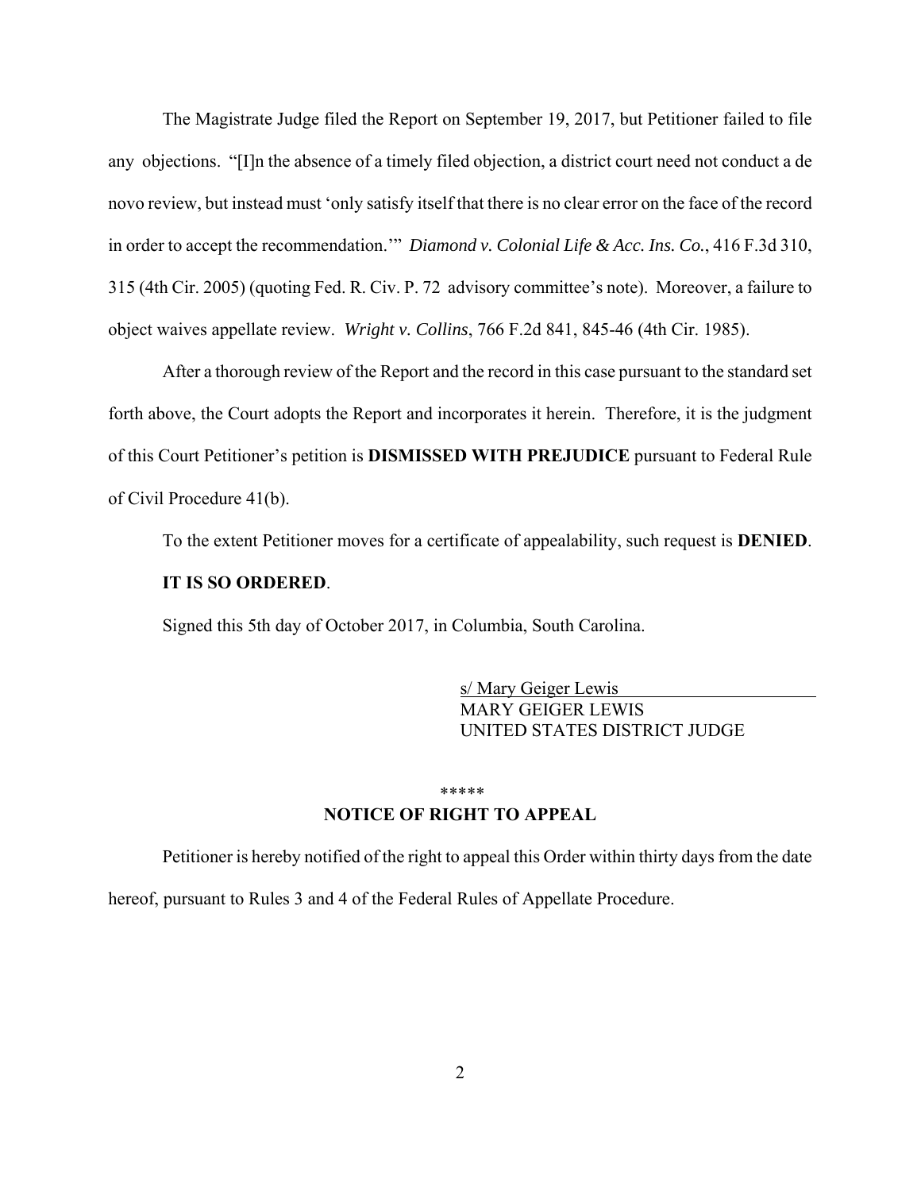The Magistrate Judge filed the Report on September 19, 2017, but Petitioner failed to file any objections. "[I]n the absence of a timely filed objection, a district court need not conduct a de novo review, but instead must 'only satisfy itself that there is no clear error on the face of the record in order to accept the recommendation.'" *Diamond v. Colonial Life & Acc. Ins. Co.*, 416 F.3d 310, 315 (4th Cir. 2005) (quoting Fed. R. Civ. P. 72 advisory committee's note). Moreover, a failure to object waives appellate review. *Wright v. Collins*, 766 F.2d 841, 845-46 (4th Cir. 1985).

After a thorough review of the Report and the record in this case pursuant to the standard set forth above, the Court adopts the Report and incorporates it herein. Therefore, it is the judgment of this Court Petitioner's petition is **DISMISSED WITH PREJUDICE** pursuant to Federal Rule of Civil Procedure 41(b).

To the extent Petitioner moves for a certificate of appealability, such request is **DENIED**.

**IT IS SO ORDERED**.

Signed this 5th day of October 2017, in Columbia, South Carolina.

s/ Mary Geiger Lewis
MARY GEIGER LEWIS
UNITED STATES DISTRICT JUDGE

*****

**NOTICE OF RIGHT TO APPEAL**

Petitioner is hereby notified of the right to appeal this Order within thirty days from the date hereof, pursuant to Rules 3 and 4 of the Federal Rules of Appellate Procedure.